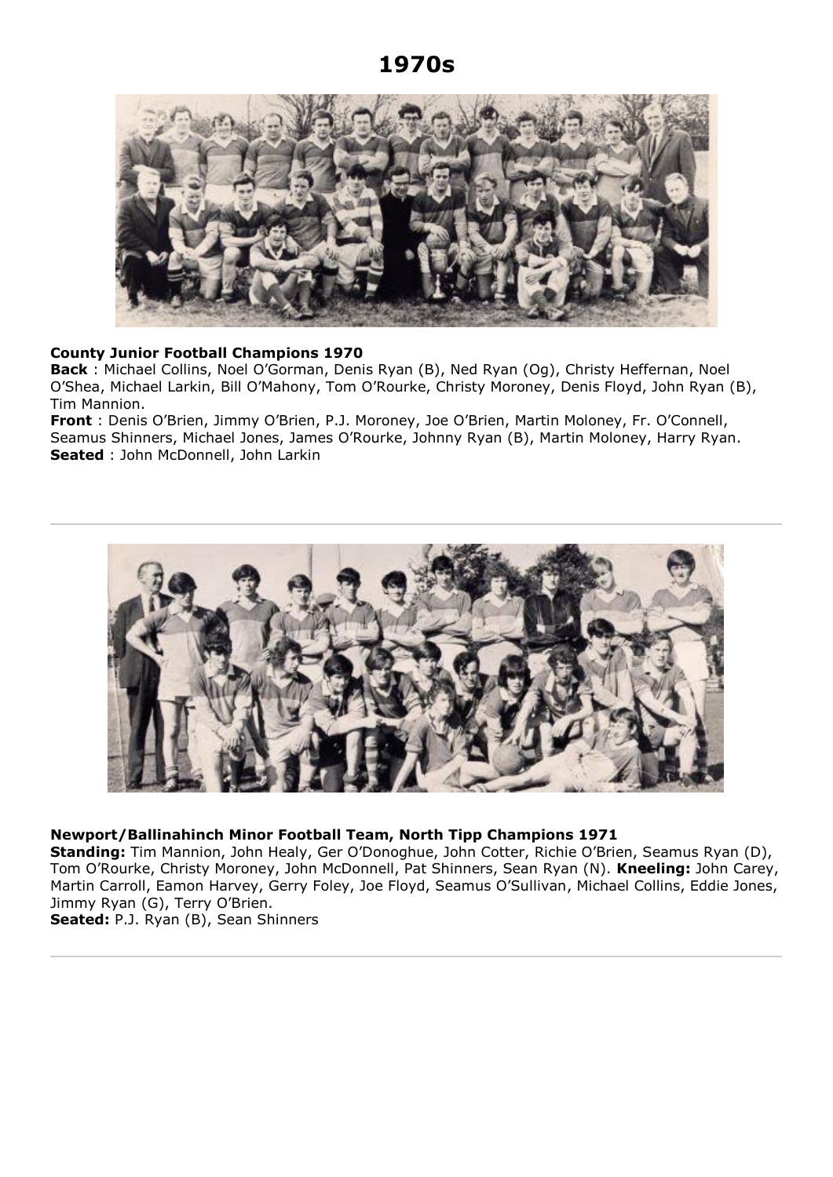# 1970s

**County Junior Football Champions 1970**

**Back** : Michael Collins, Noel O'Gorman, Denis Ryan (B), Ned Ryan (Og), Christy Heffernan, Noel O'Shea, Michael Larkin, Bill O'Mahony, Tom O'Rourke, Christy Moroney, Denis Floyd, John Ryan (B), Tim Mannion.

**Front** : Denis O'Brien, Jimmy O'Brien, P.J. Moroney, Joe O'Brien, Martin Moloney, Fr. O'Connell, Seamus Shinners, Michael Jones, James O'Rourke, Johnny Ryan (B), Martin Moloney, Harry Ryan.

**Seated** : John McDonnell, John Larkin

---

**Newport/Ballinahinch Minor Football Team, North Tipp Champions 1971**

**Standing:** Tim Mannion, John Healy, Ger O'Donoghue, John Cotter, Richie O'Brien, Seamus Ryan (D), Tom O'Rourke, Christy Moroney, John McDonnell, Pat Shinners, Sean Ryan (N). **Kneeling:** John Carey, Martin Carroll, Eamon Harvey, Gerry Foley, Joe Floyd, Seamus O'Sullivan, Michael Collins, Eddie Jones, Jimmy Ryan (G), Terry O'Brien.

**Seated:** P.J. Ryan (B), Sean Shinners

---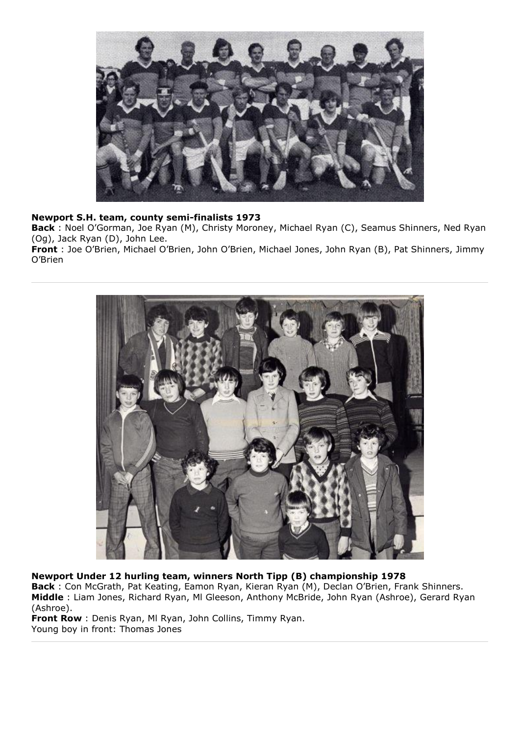**Newport S.H. team, county semi-finalists 1973**

**Back** : Noel O'Gorman, Joe Ryan (M), Christy Moroney, Michael Ryan (C), Seamus Shinners, Ned Ryan (Og), Jack Ryan (D), John Lee.

**Front** : Joe O'Brien, Michael O'Brien, John O'Brien, Michael Jones, John Ryan (B), Pat Shinners, Jimmy O'Brien

---

**Newport Under 12 hurling team, winners North Tipp (B) championship 1978**

**Back** : Con McGrath, Pat Keating, Eamon Ryan, Kieran Ryan (M), Declan O'Brien, Frank Shinners.

**Middle** : Liam Jones, Richard Ryan, Ml Gleeson, Anthony McBride, John Ryan (Ashroe), Gerard Ryan (Ashroe).

**Front Row** : Denis Ryan, Ml Ryan, John Collins, Timmy Ryan.

Young boy in front: Thomas Jones

---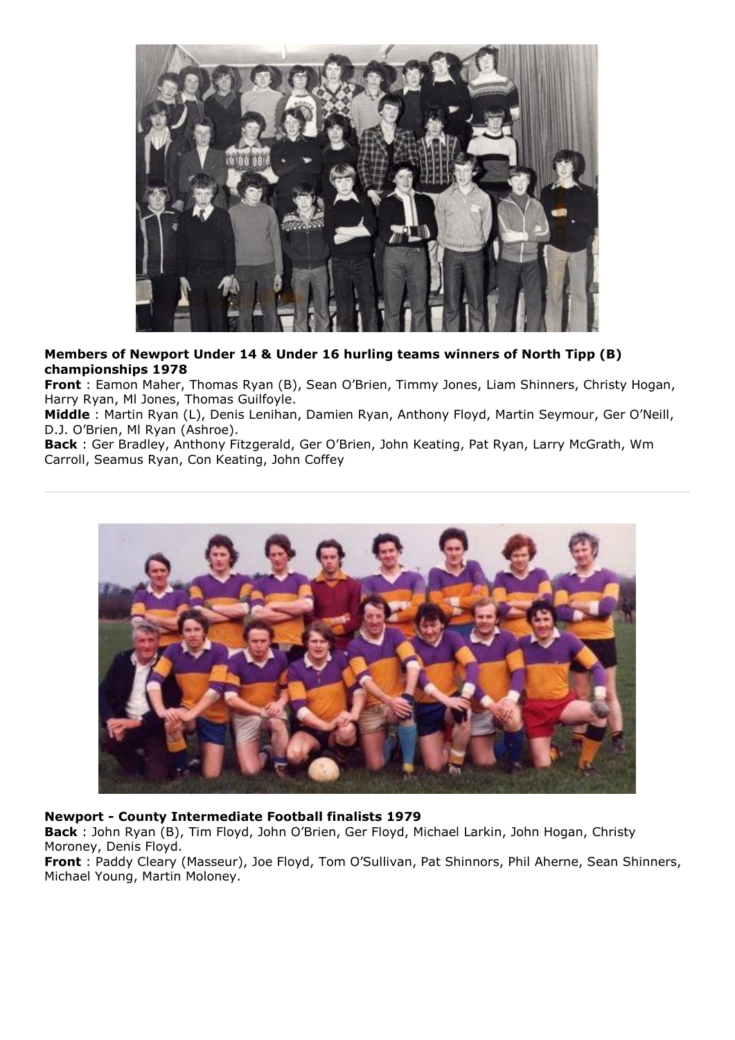**Members of Newport Under 14 & Under 16 hurling teams winners of North Tipp (B) championships 1978**

**Front** : Eamon Maher, Thomas Ryan (B), Sean O'Brien, Timmy Jones, Liam Shinners, Christy Hogan, Harry Ryan, Ml Jones, Thomas Guilfoyle.

**Middle** : Martin Ryan (L), Denis Lenihan, Damien Ryan, Anthony Floyd, Martin Seymour, Ger O'Neill, D.J. O'Brien, Ml Ryan (Ashroe).

**Back** : Ger Bradley, Anthony Fitzgerald, Ger O'Brien, John Keating, Pat Ryan, Larry McGrath, Wm Carroll, Seamus Ryan, Con Keating, John Coffey

---

**Newport - County Intermediate Football finalists 1979**

**Back** : John Ryan (B), Tim Floyd, John O'Brien, Ger Floyd, Michael Larkin, John Hogan, Christy Moroney, Denis Floyd.

**Front** : Paddy Cleary (Masseur), Joe Floyd, Tom O'Sullivan, Pat Shinnors, Phil Aherne, Sean Shinners, Michael Young, Martin Moloney.